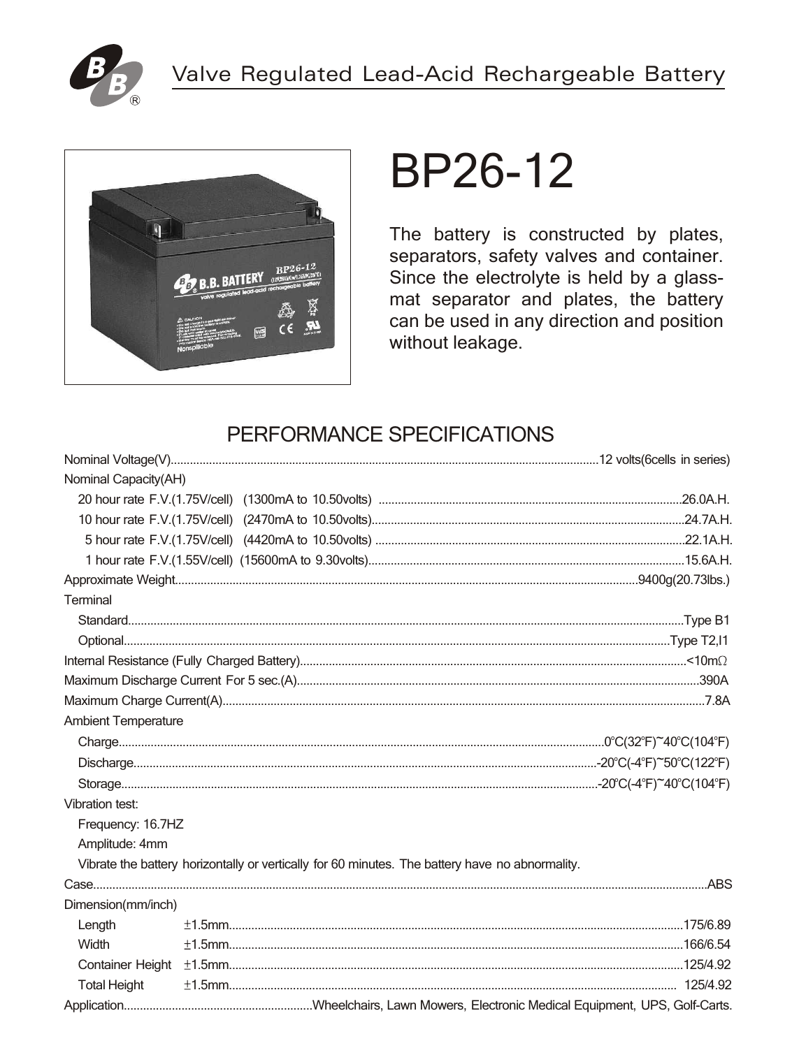Valve Regulated Lead-Acid Rechargeable Battery

# BP26-12

The battery is constructed by plates, separators, safety valves and container. Since the electrolyte is held by a glass-mat separator and plates, the battery can be used in any direction and position without leakage.

## PERFORMANCE SPECIFICATIONS

Nominal Voltage(V)....................12 volts(6cells in series)

Nominal Capacity(AH)

- 20 hour rate F.V.(1.75V/cell) (1300mA to 10.50volts) ....................26.0A.H.
- 10 hour rate F.V.(1.75V/cell) (2470mA to 10.50volts)....................24.7A.H.
- 5 hour rate F.V.(1.75V/cell) (4420mA to 10.50volts) ....................22.1A.H.
- 1 hour rate F.V.(1.55V/cell) (15600mA to 9.30volts)....................15.6A.H.

Approximate Weight....................9400g(20.73lbs.)

Terminal

- Standard....................Type B1
- Optional....................Type T2,I1

Internal Resistance (Fully Charged Battery)....................<10mΩ

Maximum Discharge Current For 5 sec.(A)....................390A

Maximum Charge Current(A)....................7.8A

Ambient Temperature

- Charge....................0℃(32℉)~40℃(104℉)
- Discharge....................-20℃(-4℉)~50℃(122℉)
- Storage....................-20℃(-4℉)~40℃(104℉)

Vibration test:

- Frequency: 16.7HZ
- Amplitude: 4mm
- Vibrate the battery horizontally or vertically for 60 minutes. The battery have no abnormality.

Case....................ABS

Dimension(mm/inch)

- Length ±1.5mm....................175/6.89
- Width ±1.5mm....................166/6.54
- Container Height ±1.5mm....................125/4.92
- Total Height ±1.5mm....................125/4.92

Application....................Wheelchairs, Lawn Mowers, Electronic Medical Equipment, UPS, Golf-Carts.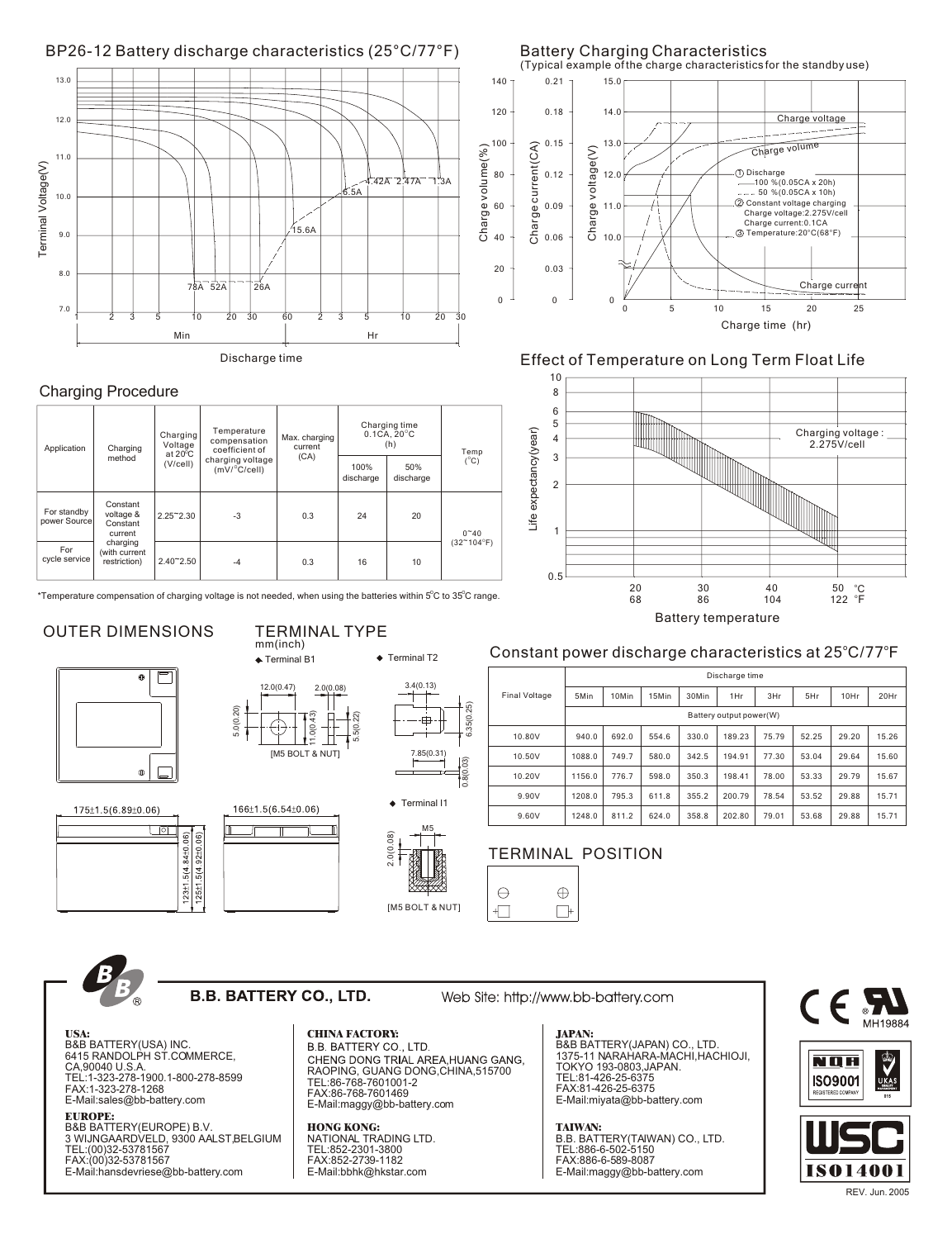## BP26-12 Battery discharge characteristics (25°C/77°F)

Terminal Voltage(V)

13.0
12.0
11.0
10.0
9.0
8.0
7.0

1 2 3 5 10 20 30 60 2 3 5 10 20 30

Min
Hr

Discharge time

78A 52A 26A 15.6A 6.5A 4.42A 2.47A 1.3A

## Battery Charging Characteristics

(Typical example of the charge characteristics for the standby use)

Charge volume(%) 0 20 40 60 80 100 120 140

Charge current(CA) 0 0.03 0.06 0.09 0.12 0.15 0.18 0.21

Charge voltage(V) 0 10.0 11.0 12.0 13.0 14.0 15.0

Charge time (hr) 0 5 10 15 20 25

Charge voltage

Charge volume

Charge current

① Discharge
100 %(0.05CA x 20h)
50 %(0.05CA x 10h)
② Constant voltage charging
Charge voltage:2.275V/cell
Charge current:0.1CA
③ Temperature:20°C(68°F)

## Charging Procedure

| Application | Charging method | Charging Voltage at 20°C (V/cell) | Temperature compensation coefficient of charging voltage (mV/°C/cell) | Max. charging current (CA) | Charging time 0.1CA, 20°C (h) | | Temp (°C) |
|---|---|---|---|---|---|---|---|
| | | | | | 100% discharge | 50% discharge | |
| For standby power Source | Constant voltage & Constant current charging (with current restriction) | 2.25~2.30 | -3 | 0.3 | 24 | 20 | 0~40 (32~104°F) |
| For cycle service | | 2.40~2.50 | -4 | 0.3 | 16 | 10 | |

*Temperature compensation of charging voltage is not needed, when using the batteries within 5°C to 35°C range.

## Effect of Temperature on Long Term Float Life

Life expectancy(year)

0.5 1 2 3 4 5 6 8 10

Charging voltage : 2.275V/cell

20 30 40 50 °C
68 86 104 122 °F

Battery temperature

## OUTER DIMENSIONS

175±1.5(6.89±0.06)

166±1.5(6.54±0.06)

123±1.5(4.84±0.06)

125±1.5(4.92±0.06)

## TERMINAL TYPE

mm(inch)

◆ Terminal B1

12.0(0.47) 2.0(0.08)

5.0(0.20) 11.0(0.43) 5.5(0.22)

[M5 BOLT & NUT]

◆ Terminal T2

3.4(0.13)

6.35(0.25)

7.85(0.31)

0.8(0.03)

◆ Terminal I1

M5

2.0(0.08)

[M5 BOLT & NUT]

## Constant power discharge characteristics at 25°C/77°F

| Final Voltage | Discharge time | | | | | | | | |
|---|---|---|---|---|---|---|---|---|---|
| | 5Min | 10Min | 15Min | 30Min | 1Hr | 3Hr | 5Hr | 10Hr | 20Hr |
| | Battery output power(W) | | | | | | | | |
| 10.80V | 940.0 | 692.0 | 554.6 | 330.0 | 189.23 | 75.79 | 52.25 | 29.20 | 15.26 |
| 10.50V | 1088.0 | 749.7 | 580.0 | 342.5 | 194.91 | 77.30 | 53.04 | 29.64 | 15.60 |
| 10.20V | 1156.0 | 776.7 | 598.0 | 350.3 | 198.41 | 78.00 | 53.33 | 29.79 | 15.67 |
| 9.90V | 1208.0 | 795.3 | 611.8 | 355.2 | 200.79 | 78.54 | 53.52 | 29.88 | 15.71 |
| 9.60V | 1248.0 | 811.2 | 624.0 | 358.8 | 202.80 | 79.01 | 53.68 | 29.88 | 15.71 |

## TERMINAL POSITION

**B.B. BATTERY CO., LTD.** Web Site: http://www.bb-battery.com

**USA:**
B&B BATTERY(USA) INC.
6415 RANDOLPH ST.COMMERCE,
CA,90040 U.S.A.
TEL:1-323-278-1900.1-800-278-8599
FAX:1-323-278-1268
E-Mail:sales@bb-battery.com

**EUROPE:**
B&B BATTERY(EUROPE) B.V.
3 WIJNGAARDVELD, 9300 AALST,BELGIUM
TEL:(00)32-53781567
FAX:(00)32-53781567
E-Mail:hansdevriese@bb-battery.com

**CHINA FACTORY:**
B.B. BATTERY CO., LTD.
CHENG DONG TRIAL AREA,HUANG GANG,
RAOPING, GUANG DONG,CHINA,515700
TEL:86-768-7601001-2
FAX:86-768-7601469
E-Mail:maggy@bb-battery.com

**HONG KONG:**
NATIONAL TRADING LTD.
TEL:852-2301-3800
FAX:852-2739-1182
E-Mail:bbhk@hkstar.com

**JAPAN:**
B&B BATTERY(JAPAN) CO., LTD.
1375-11 NARAHARA-MACHI,HACHIOJI,
TOKYO 193-0803,JAPAN.
TEL:81-426-25-6375
FAX:81-426-25-6375
E-Mail:miyata@bb-battery.com

**TAIWAN:**
B.B. BATTERY(TAIWAN) CO., LTD.
TEL:886-6-502-5150
FAX:886-6-589-8087
E-Mail:maggy@bb-battery.com

MH19884

ISO9001

ISO14001

REV. Jun. 2005